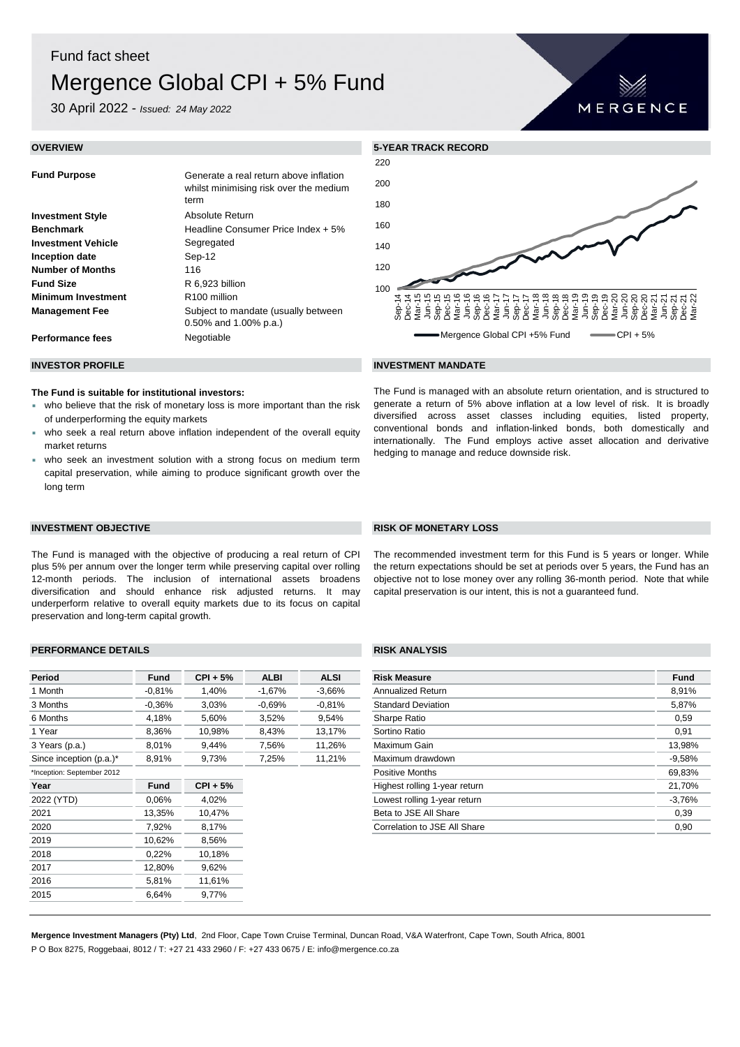Fund fact sheet

# Mergence Global CPI + 5% Fund

30 April 2022 - *Issued: 24 May 2022*

## OVERVIEW

| | |
|---|---|
| **Fund Purpose** | Generate a real return above inflation whilst minimising risk over the medium term |
| **Investment Style** | Absolute Return |
| **Benchmark** | Headline Consumer Price Index + 5% |
| **Investment Vehicle** | Segregated |
| **Inception date** | Sep-12 |
| **Number of Months** | 116 |
| **Fund Size** | R 6,923 billion |
| **Minimum Investment** | R100 million |
| **Management Fee** | Subject to mandate (usually between 0.50% and 1.00% p.a.) |
| **Performance fees** | Negotiable |

## 5-YEAR TRACK RECORD

Mergence Global CPI +5% Fund — CPI + 5%

## INVESTOR PROFILE

**The Fund is suitable for institutional investors:**

- who believe that the risk of monetary loss is more important than the risk of underperforming the equity markets
- who seek a real return above inflation independent of the overall equity market returns
- who seek an investment solution with a strong focus on medium term capital preservation, while aiming to produce significant growth over the long term

## INVESTMENT MANDATE

The Fund is managed with an absolute return orientation, and is structured to generate a return of 5% above inflation at a low level of risk. It is broadly diversified across asset classes including equities, listed property, conventional bonds and inflation-linked bonds, both domestically and internationally. The Fund employs active asset allocation and derivative hedging to manage and reduce downside risk.

## INVESTMENT OBJECTIVE

The Fund is managed with the objective of producing a real return of CPI plus 5% per annum over the longer term while preserving capital over rolling 12-month periods. The inclusion of international assets broadens diversification and should enhance risk adjusted returns. It may underperform relative to overall equity markets due to its focus on capital preservation and long-term capital growth.

## RISK OF MONETARY LOSS

The recommended investment term for this Fund is 5 years or longer. While the return expectations should be set at periods over 5 years, the Fund has an objective not to lose money over any rolling 36-month period. Note that while capital preservation is our intent, this is not a guaranteed fund.

## PERFORMANCE DETAILS

| Period | Fund | CPI + 5% | ALBI | ALSI |
|---|---|---|---|---|
| 1 Month | -0,81% | 1,40% | -1,67% | -3,66% |
| 3 Months | -0,36% | 3,03% | -0,69% | -0,81% |
| 6 Months | 4,18% | 5,60% | 3,52% | 9,54% |
| 1 Year | 8,36% | 10,98% | 8,43% | 13,17% |
| 3 Years (p.a.) | 8,01% | 9,44% | 7,56% | 11,26% |
| Since inception (p.a.)* | 8,91% | 9,73% | 7,25% | 11,21% |

*Inception: September 2012

| Year | Fund | CPI + 5% |
|---|---|---|
| 2022 (YTD) | 0,06% | 4,02% |
| 2021 | 13,35% | 10,47% |
| 2020 | 7,92% | 8,17% |
| 2019 | 10,62% | 8,56% |
| 2018 | 0,22% | 10,18% |
| 2017 | 12,80% | 9,62% |
| 2016 | 5,81% | 11,61% |
| 2015 | 6,64% | 9,77% |

## RISK ANALYSIS

| Risk Measure | Fund |
|---|---|
| Annualized Return | 8,91% |
| Standard Deviation | 5,87% |
| Sharpe Ratio | 0,59 |
| Sortino Ratio | 0,91 |
| Maximum Gain | 13,98% |
| Maximum drawdown | -9,58% |
| Positive Months | 69,83% |
| Highest rolling 1-year return | 21,70% |
| Lowest rolling 1-year return | -3,76% |
| Beta to JSE All Share | 0,39 |
| Correlation to JSE All Share | 0,90 |

**Mergence Investment Managers (Pty) Ltd**, 2nd Floor, Cape Town Cruise Terminal, Duncan Road, V&A Waterfront, Cape Town, South Africa, 8001
P O Box 8275, Roggebaai, 8012 / T: +27 21 433 2960 / F: +27 433 0675 / E: info@mergence.co.za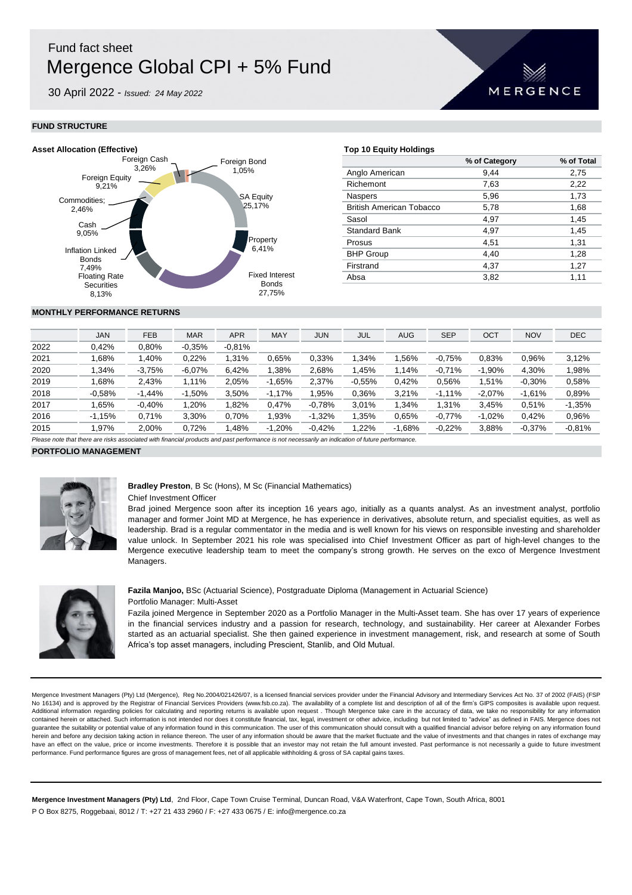# Fund fact sheet

# Mergence Global CPI + 5% Fund

30 April 2022 - *Issued: 24 May 2022*

MERGENCE

## FUND STRUCTURE

### Asset Allocation (Effective)

Foreign Cash 3,26%
Foreign Bond 1,05%
Foreign Equity 9,21%
SA Equity 25,17%
Commodities; 2,46%
Cash 9,05%
Property 6,41%
Inflation Linked Bonds 7,49%
Floating Rate Securities 8,13%
Fixed Interest Bonds 27,75%

### Top 10 Equity Holdings

| | % of Category | % of Total |
|---|---|---|
| Anglo American | 9,44 | 2,75 |
| Richemont | 7,63 | 2,22 |
| Naspers | 5,96 | 1,73 |
| British American Tobacco | 5,78 | 1,68 |
| Sasol | 4,97 | 1,45 |
| Standard Bank | 4,97 | 1,45 |
| Prosus | 4,51 | 1,31 |
| BHP Group | 4,40 | 1,28 |
| Firstrand | 4,37 | 1,27 |
| Absa | 3,82 | 1,11 |

## MONTHLY PERFORMANCE RETURNS

| | JAN | FEB | MAR | APR | MAY | JUN | JUL | AUG | SEP | OCT | NOV | DEC |
|---|---|---|---|---|---|---|---|---|---|---|---|---|
| 2022 | 0,42% | 0,80% | -0,35% | -0,81% | | | | | | | | |
| 2021 | 1,68% | 1,40% | 0,22% | 1,31% | 0,65% | 0,33% | 1,34% | 1,56% | -0,75% | 0,83% | 0,96% | 3,12% |
| 2020 | 1,34% | -3,75% | -6,07% | 6,42% | 1,38% | 2,68% | 1,45% | 1,14% | -0,71% | -1,90% | 4,30% | 1,98% |
| 2019 | 1,68% | 2,43% | 1,11% | 2,05% | -1,65% | 2,37% | -0,55% | 0,42% | 0,56% | 1,51% | -0,30% | 0,58% |
| 2018 | -0,58% | -1,44% | -1,50% | 3,50% | -1,17% | 1,95% | 0,36% | 3,21% | -1,11% | -2,07% | -1,61% | 0,89% |
| 2017 | 1,65% | -0,40% | 1,20% | 1,82% | 0,47% | -0,78% | 3,01% | 1,34% | 1,31% | 3,45% | 0,51% | -1,35% |
| 2016 | -1,15% | 0,71% | 3,30% | 0,70% | 1,93% | -1,32% | 1,35% | 0,65% | -0,77% | -1,02% | 0,42% | 0,96% |
| 2015 | 1,97% | 2,00% | 0,72% | 1,48% | -1,20% | -0,42% | 1,22% | -1,68% | -0,22% | 3,88% | -0,37% | -0,81% |

*Please note that there are risks associated with financial products and past performance is not necessarily an indication of future performance.*

## PORTFOLIO MANAGEMENT

**Bradley Preston**, B Sc (Hons), M Sc (Financial Mathematics)
Chief Investment Officer

Brad joined Mergence soon after its inception 16 years ago, initially as a quants analyst. As an investment analyst, portfolio manager and former Joint MD at Mergence, he has experience in derivatives, absolute return, and specialist equities, as well as leadership. Brad is a regular commentator in the media and is well known for his views on responsible investing and shareholder value unlock. In September 2021 his role was specialised into Chief Investment Officer as part of high-level changes to the Mergence executive leadership team to meet the company's strong growth. He serves on the exco of Mergence Investment Managers.

**Fazila Manjoo,** BSc (Actuarial Science), Postgraduate Diploma (Management in Actuarial Science)
Portfolio Manager: Multi-Asset

Fazila joined Mergence in September 2020 as a Portfolio Manager in the Multi-Asset team. She has over 17 years of experience in the financial services industry and a passion for research, technology, and sustainability. Her career at Alexander Forbes started as an actuarial specialist. She then gained experience in investment management, risk, and research at some of South Africa's top asset managers, including Prescient, Stanlib, and Old Mutual.

Mergence Investment Managers (Pty) Ltd (Mergence), Reg No.2004/021426/07, is a licensed financial services provider under the Financial Advisory and Intermediary Services Act No. 37 of 2002 (FAIS) (FSP No 16134) and is approved by the Registrar of Financial Services Providers (www.fsb.co.za). The availability of a complete list and description of all of the firm's GIPS composites is available upon request. Additional information regarding policies for calculating and reporting returns is available upon request . Though Mergence take care in the accuracy of data, we take no responsibility for any information contained herein or attached. Such information is not intended nor does it constitute financial, tax, legal, investment or other advice, including but not limited to "advice" as defined in FAIS. Mergence does not guarantee the suitability or potential value of any information found in this communication. The user of this communication should consult with a qualified financial advisor before relying on any information found herein and before any decision taking action in reliance thereon. The user of any information should be aware that the market fluctuate and the value of investments and that changes in rates of exchange may have an effect on the value, price or income investments. Therefore it is possible that an investor may not retain the full amount invested. Past performance is not necessarily a guide to future investment performance. Fund performance figures are gross of management fees, net of all applicable withholding & gross of SA capital gains taxes.

**Mergence Investment Managers (Pty) Ltd**, 2nd Floor, Cape Town Cruise Terminal, Duncan Road, V&A Waterfront, Cape Town, South Africa, 8001
P O Box 8275, Roggebaai, 8012 / T: +27 21 433 2960 / F: +27 433 0675 / E: info@mergence.co.za